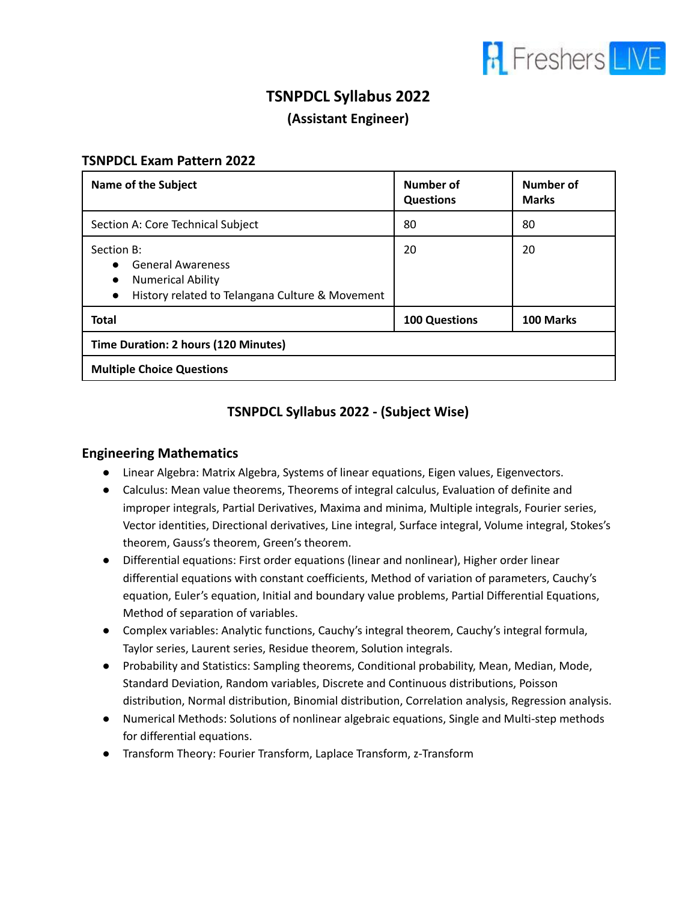# TSNPDCL Syllabus 2022

## (Assistant Engineer)

### TSNPDCL Exam Pattern 2022

| Name of the Subject | Number of Questions | Number of Marks |
|---|---|---|
| Section A: Core Technical Subject | 80 | 80 |
| Section B:<br>• General Awareness<br>• Numerical Ability<br>• History related to Telangana Culture & Movement | 20 | 20 |
| **Total** | **100 Questions** | **100 Marks** |
| **Time Duration: 2 hours (120 Minutes)** | | |
| **Multiple Choice Questions** | | |

## TSNPDCL Syllabus 2022 - (Subject Wise)

### Engineering Mathematics

- Linear Algebra: Matrix Algebra, Systems of linear equations, Eigen values, Eigenvectors.
- Calculus: Mean value theorems, Theorems of integral calculus, Evaluation of definite and improper integrals, Partial Derivatives, Maxima and minima, Multiple integrals, Fourier series, Vector identities, Directional derivatives, Line integral, Surface integral, Volume integral, Stokes's theorem, Gauss's theorem, Green's theorem.
- Differential equations: First order equations (linear and nonlinear), Higher order linear differential equations with constant coefficients, Method of variation of parameters, Cauchy's equation, Euler's equation, Initial and boundary value problems, Partial Differential Equations, Method of separation of variables.
- Complex variables: Analytic functions, Cauchy's integral theorem, Cauchy's integral formula, Taylor series, Laurent series, Residue theorem, Solution integrals.
- Probability and Statistics: Sampling theorems, Conditional probability, Mean, Median, Mode, Standard Deviation, Random variables, Discrete and Continuous distributions, Poisson distribution, Normal distribution, Binomial distribution, Correlation analysis, Regression analysis.
- Numerical Methods: Solutions of nonlinear algebraic equations, Single and Multi-step methods for differential equations.
- Transform Theory: Fourier Transform, Laplace Transform, z-Transform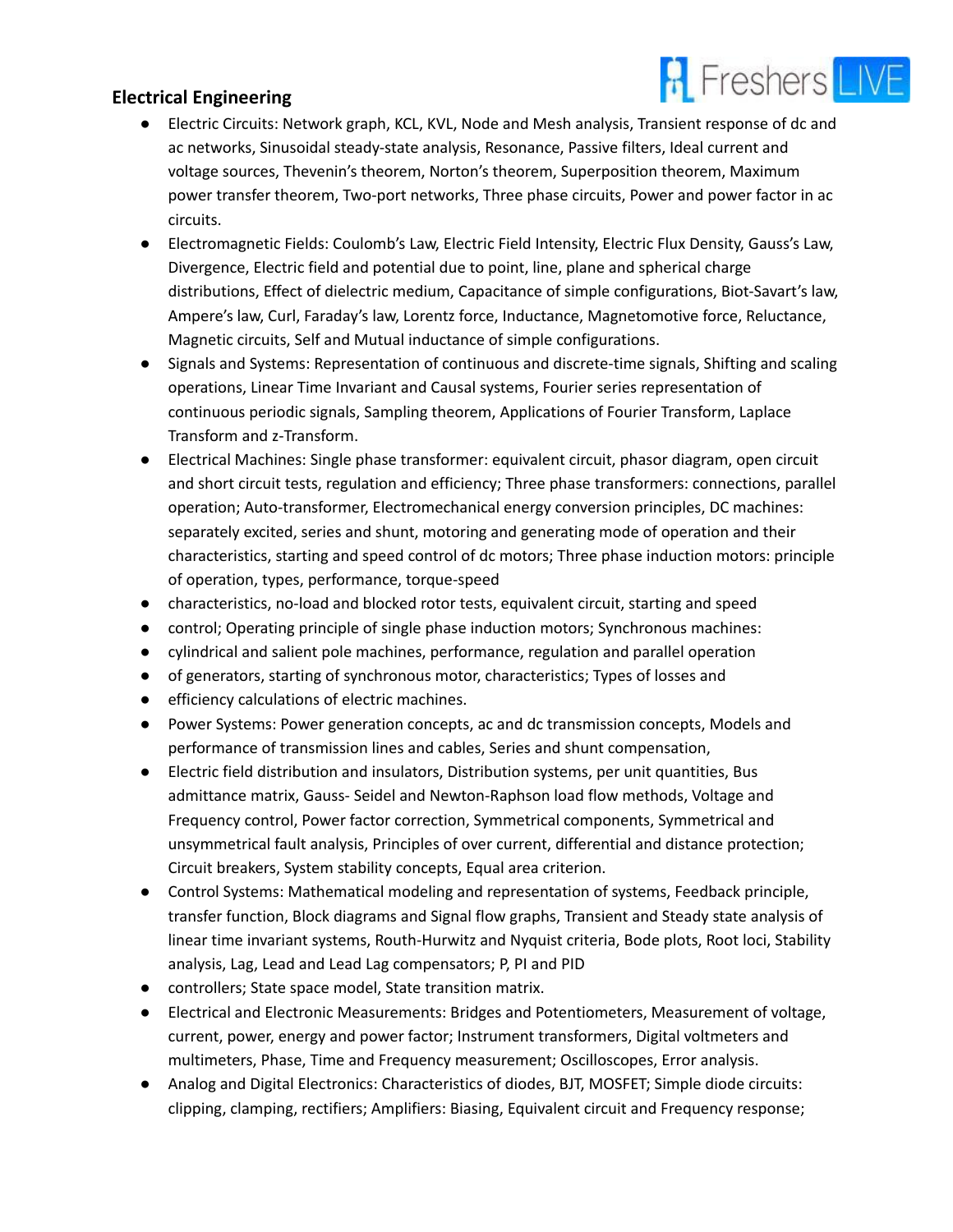## Electrical Engineering

- Electric Circuits: Network graph, KCL, KVL, Node and Mesh analysis, Transient response of dc and ac networks, Sinusoidal steady-state analysis, Resonance, Passive filters, Ideal current and voltage sources, Thevenin's theorem, Norton's theorem, Superposition theorem, Maximum power transfer theorem, Two-port networks, Three phase circuits, Power and power factor in ac circuits.
- Electromagnetic Fields: Coulomb's Law, Electric Field Intensity, Electric Flux Density, Gauss's Law, Divergence, Electric field and potential due to point, line, plane and spherical charge distributions, Effect of dielectric medium, Capacitance of simple configurations, Biot-Savart's law, Ampere's law, Curl, Faraday's law, Lorentz force, Inductance, Magnetomotive force, Reluctance, Magnetic circuits, Self and Mutual inductance of simple configurations.
- Signals and Systems: Representation of continuous and discrete-time signals, Shifting and scaling operations, Linear Time Invariant and Causal systems, Fourier series representation of continuous periodic signals, Sampling theorem, Applications of Fourier Transform, Laplace Transform and z-Transform.
- Electrical Machines: Single phase transformer: equivalent circuit, phasor diagram, open circuit and short circuit tests, regulation and efficiency; Three phase transformers: connections, parallel operation; Auto-transformer, Electromechanical energy conversion principles, DC machines: separately excited, series and shunt, motoring and generating mode of operation and their characteristics, starting and speed control of dc motors; Three phase induction motors: principle of operation, types, performance, torque-speed
- characteristics, no-load and blocked rotor tests, equivalent circuit, starting and speed
- control; Operating principle of single phase induction motors; Synchronous machines:
- cylindrical and salient pole machines, performance, regulation and parallel operation
- of generators, starting of synchronous motor, characteristics; Types of losses and
- efficiency calculations of electric machines.
- Power Systems: Power generation concepts, ac and dc transmission concepts, Models and performance of transmission lines and cables, Series and shunt compensation,
- Electric field distribution and insulators, Distribution systems, per unit quantities, Bus admittance matrix, Gauss- Seidel and Newton-Raphson load flow methods, Voltage and Frequency control, Power factor correction, Symmetrical components, Symmetrical and unsymmetrical fault analysis, Principles of over current, differential and distance protection; Circuit breakers, System stability concepts, Equal area criterion.
- Control Systems: Mathematical modeling and representation of systems, Feedback principle, transfer function, Block diagrams and Signal flow graphs, Transient and Steady state analysis of linear time invariant systems, Routh-Hurwitz and Nyquist criteria, Bode plots, Root loci, Stability analysis, Lag, Lead and Lead Lag compensators; P, PI and PID
- controllers; State space model, State transition matrix.
- Electrical and Electronic Measurements: Bridges and Potentiometers, Measurement of voltage, current, power, energy and power factor; Instrument transformers, Digital voltmeters and multimeters, Phase, Time and Frequency measurement; Oscilloscopes, Error analysis.
- Analog and Digital Electronics: Characteristics of diodes, BJT, MOSFET; Simple diode circuits: clipping, clamping, rectifiers; Amplifiers: Biasing, Equivalent circuit and Frequency response;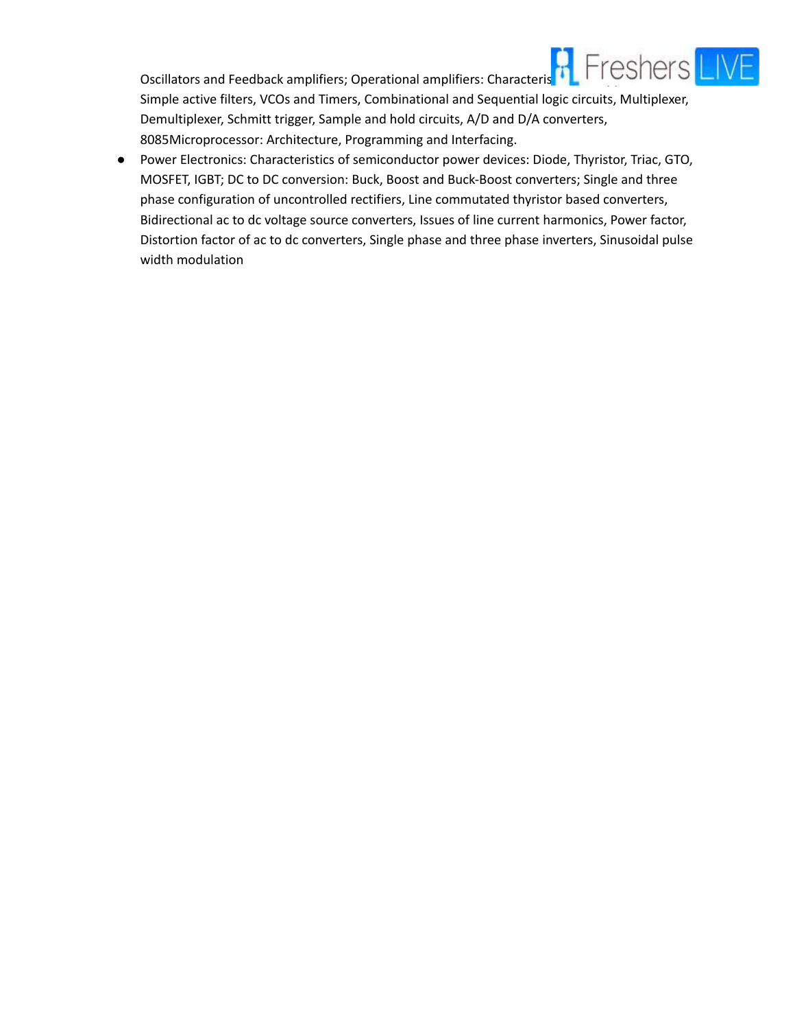Oscillators and Feedback amplifiers; Operational amplifiers: Characteris
Simple active filters, VCOs and Timers, Combinational and Sequential logic circuits, Multiplexer, Demultiplexer, Schmitt trigger, Sample and hold circuits, A/D and D/A converters, 8085Microprocessor: Architecture, Programming and Interfacing.

- Power Electronics: Characteristics of semiconductor power devices: Diode, Thyristor, Triac, GTO, MOSFET, IGBT; DC to DC conversion: Buck, Boost and Buck-Boost converters; Single and three phase configuration of uncontrolled rectifiers, Line commutated thyristor based converters, Bidirectional ac to dc voltage source converters, Issues of line current harmonics, Power factor, Distortion factor of ac to dc converters, Single phase and three phase inverters, Sinusoidal pulse width modulation